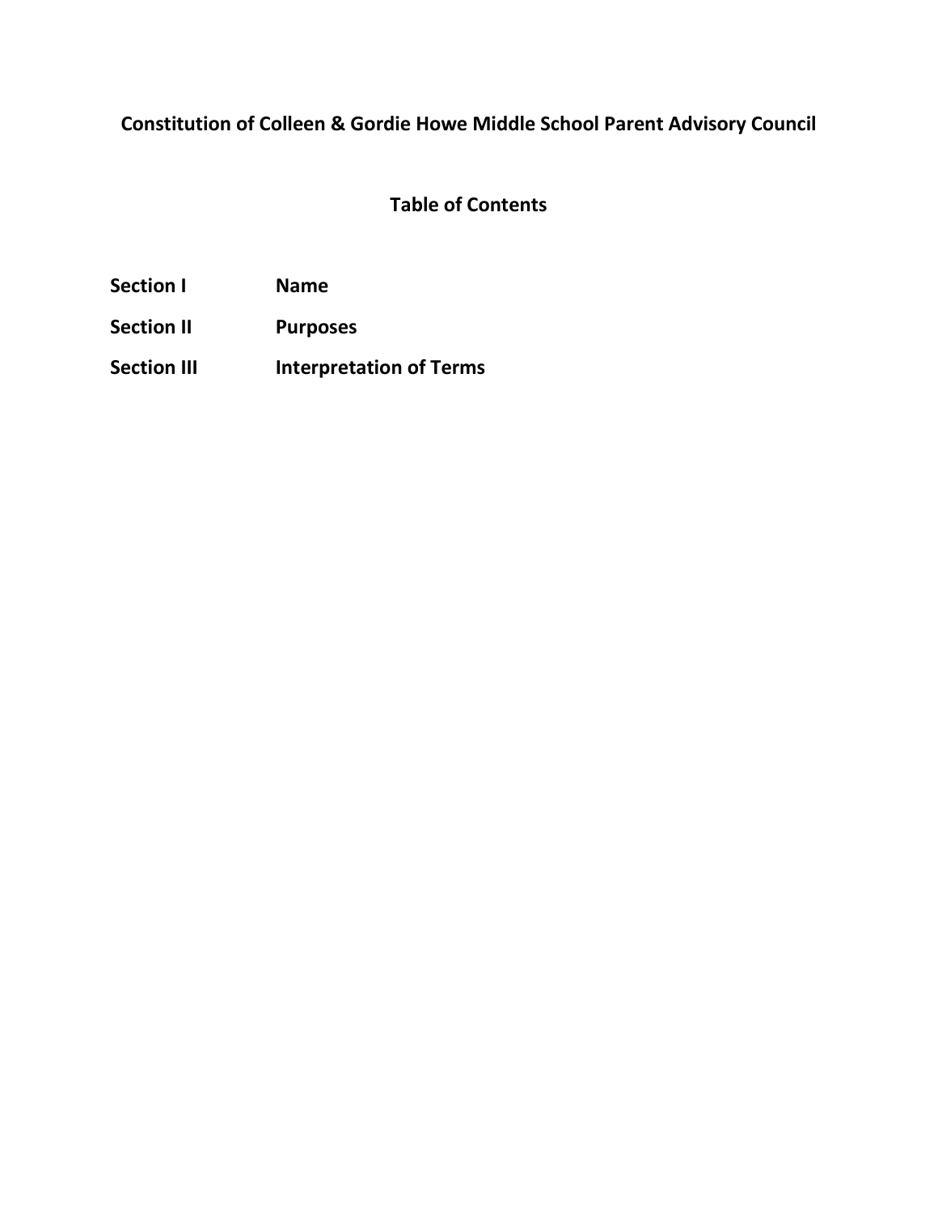# Constitution of Colleen & Gordie Howe Middle School Parent Advisory Council

## Table of Contents

| | |
|---|---|
| **Section I** | **Name** |
| **Section II** | **Purposes** |
| **Section III** | **Interpretation of Terms** |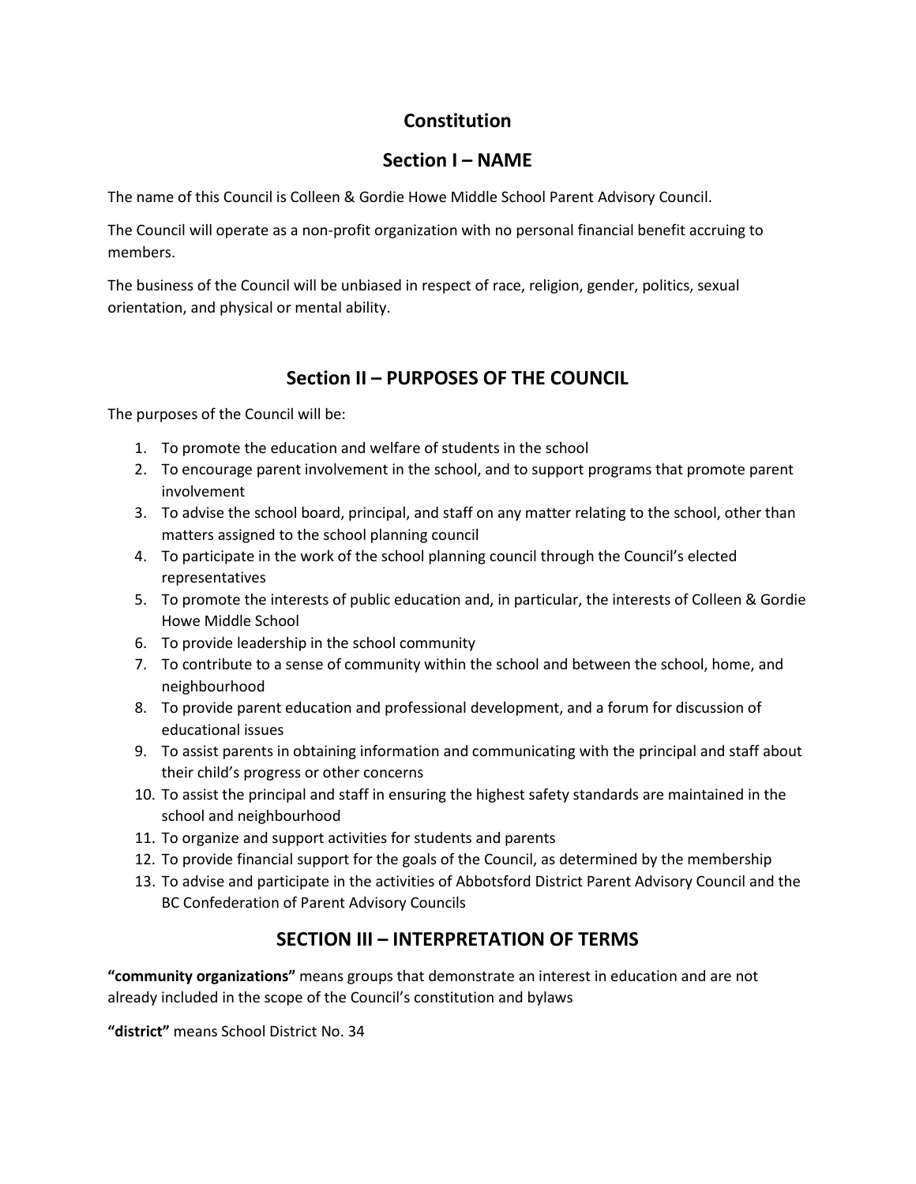# Constitution

## Section I – NAME

The name of this Council is Colleen & Gordie Howe Middle School Parent Advisory Council.

The Council will operate as a non-profit organization with no personal financial benefit accruing to members.

The business of the Council will be unbiased in respect of race, religion, gender, politics, sexual orientation, and physical or mental ability.

## Section II – PURPOSES OF THE COUNCIL

The purposes of the Council will be:

1. To promote the education and welfare of students in the school
2. To encourage parent involvement in the school, and to support programs that promote parent involvement
3. To advise the school board, principal, and staff on any matter relating to the school, other than matters assigned to the school planning council
4. To participate in the work of the school planning council through the Council's elected representatives
5. To promote the interests of public education and, in particular, the interests of Colleen & Gordie Howe Middle School
6. To provide leadership in the school community
7. To contribute to a sense of community within the school and between the school, home, and neighbourhood
8. To provide parent education and professional development, and a forum for discussion of educational issues
9. To assist parents in obtaining information and communicating with the principal and staff about their child's progress or other concerns
10. To assist the principal and staff in ensuring the highest safety standards are maintained in the school and neighbourhood
11. To organize and support activities for students and parents
12. To provide financial support for the goals of the Council, as determined by the membership
13. To advise and participate in the activities of Abbotsford District Parent Advisory Council and the BC Confederation of Parent Advisory Councils

## SECTION III – INTERPRETATION OF TERMS

**"community organizations"** means groups that demonstrate an interest in education and are not already included in the scope of the Council's constitution and bylaws

**"district"** means School District No. 34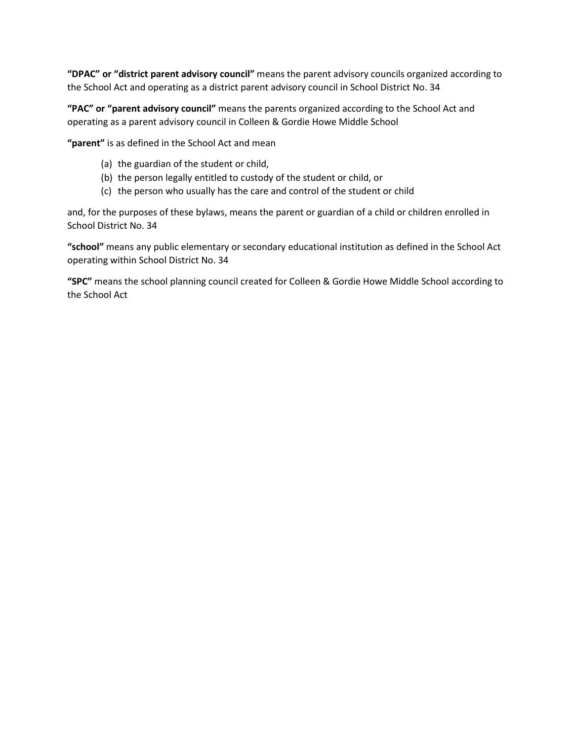**“DPAC” or “district parent advisory council”** means the parent advisory councils organized according to the School Act and operating as a district parent advisory council in School District No. 34

**“PAC” or “parent advisory council”** means the parents organized according to the School Act and operating as a parent advisory council in Colleen & Gordie Howe Middle School

**“parent”** is as defined in the School Act and mean

(a) the guardian of the student or child,
(b) the person legally entitled to custody of the student or child, or
(c) the person who usually has the care and control of the student or child

and, for the purposes of these bylaws, means the parent or guardian of a child or children enrolled in School District No. 34

**“school”** means any public elementary or secondary educational institution as defined in the School Act operating within School District No. 34

**“SPC”** means the school planning council created for Colleen & Gordie Howe Middle School according to the School Act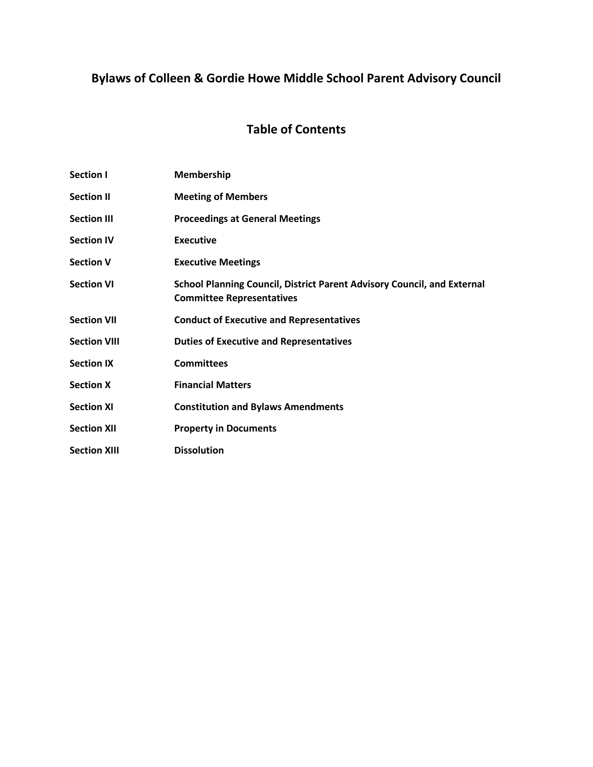# Bylaws of Colleen & Gordie Howe Middle School Parent Advisory Council

## Table of Contents

| | |
|---|---|
| **Section I** | **Membership** |
| **Section II** | **Meeting of Members** |
| **Section III** | **Proceedings at General Meetings** |
| **Section IV** | **Executive** |
| **Section V** | **Executive Meetings** |
| **Section VI** | **School Planning Council, District Parent Advisory Council, and External Committee Representatives** |
| **Section VII** | **Conduct of Executive and Representatives** |
| **Section VIII** | **Duties of Executive and Representatives** |
| **Section IX** | **Committees** |
| **Section X** | **Financial Matters** |
| **Section XI** | **Constitution and Bylaws Amendments** |
| **Section XII** | **Property in Documents** |
| **Section XIII** | **Dissolution** |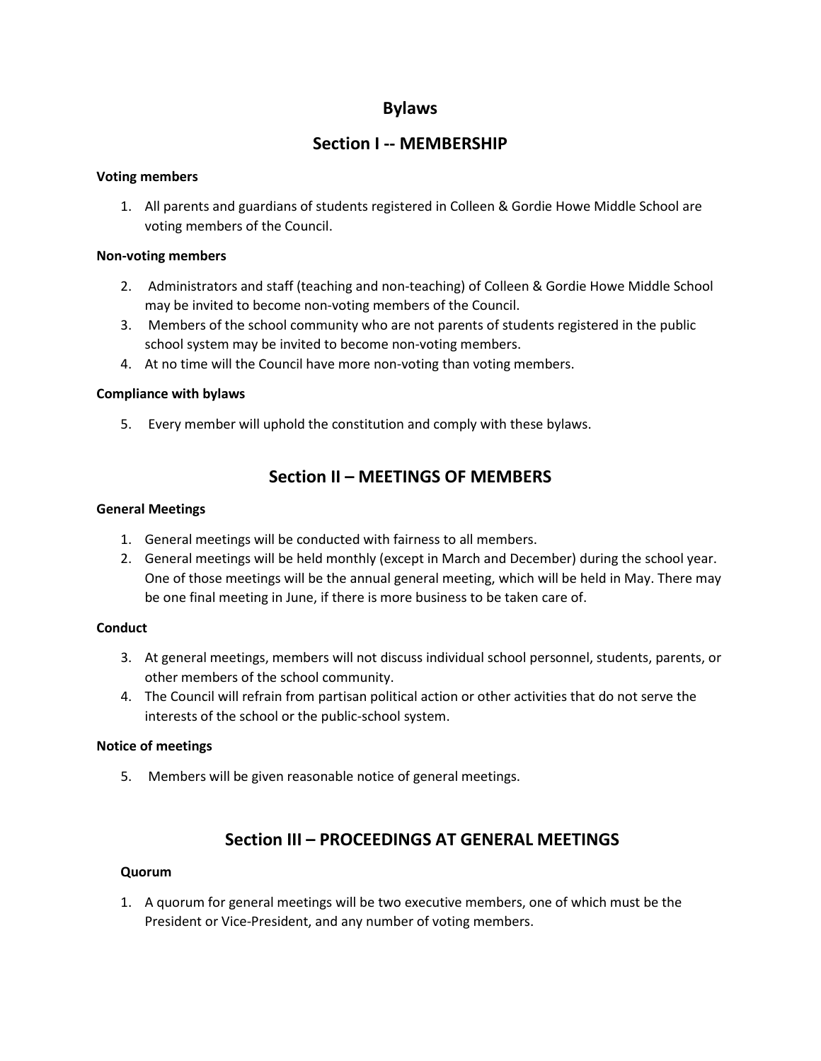# Bylaws

## Section I -- MEMBERSHIP

**Voting members**

1. All parents and guardians of students registered in Colleen & Gordie Howe Middle School are voting members of the Council.

**Non-voting members**

2. Administrators and staff (teaching and non-teaching) of Colleen & Gordie Howe Middle School may be invited to become non-voting members of the Council.
3. Members of the school community who are not parents of students registered in the public school system may be invited to become non-voting members.
4. At no time will the Council have more non-voting than voting members.

**Compliance with bylaws**

5. Every member will uphold the constitution and comply with these bylaws.

## Section II – MEETINGS OF MEMBERS

**General Meetings**

1. General meetings will be conducted with fairness to all members.
2. General meetings will be held monthly (except in March and December) during the school year. One of those meetings will be the annual general meeting, which will be held in May. There may be one final meeting in June, if there is more business to be taken care of.

**Conduct**

3. At general meetings, members will not discuss individual school personnel, students, parents, or other members of the school community.
4. The Council will refrain from partisan political action or other activities that do not serve the interests of the school or the public-school system.

**Notice of meetings**

5. Members will be given reasonable notice of general meetings.

## Section III – PROCEEDINGS AT GENERAL MEETINGS

**Quorum**

1. A quorum for general meetings will be two executive members, one of which must be the President or Vice-President, and any number of voting members.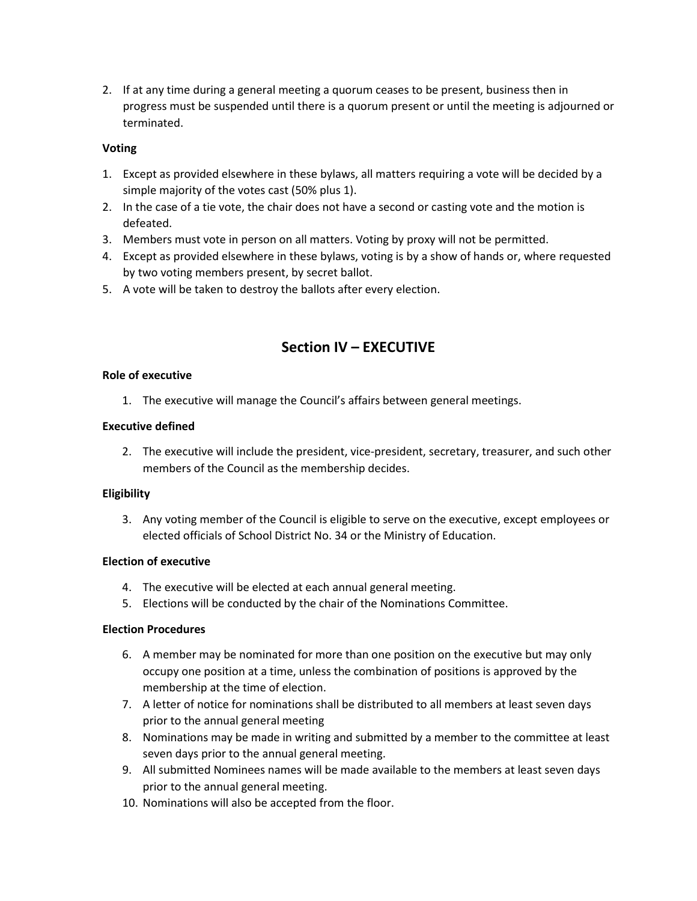2. If at any time during a general meeting a quorum ceases to be present, business then in progress must be suspended until there is a quorum present or until the meeting is adjourned or terminated.

**Voting**

1. Except as provided elsewhere in these bylaws, all matters requiring a vote will be decided by a simple majority of the votes cast (50% plus 1).
2. In the case of a tie vote, the chair does not have a second or casting vote and the motion is defeated.
3. Members must vote in person on all matters. Voting by proxy will not be permitted.
4. Except as provided elsewhere in these bylaws, voting is by a show of hands or, where requested by two voting members present, by secret ballot.
5. A vote will be taken to destroy the ballots after every election.

## Section IV – EXECUTIVE

**Role of executive**

1. The executive will manage the Council's affairs between general meetings.

**Executive defined**

2. The executive will include the president, vice-president, secretary, treasurer, and such other members of the Council as the membership decides.

**Eligibility**

3. Any voting member of the Council is eligible to serve on the executive, except employees or elected officials of School District No. 34 or the Ministry of Education.

**Election of executive**

4. The executive will be elected at each annual general meeting.
5. Elections will be conducted by the chair of the Nominations Committee.

**Election Procedures**

6. A member may be nominated for more than one position on the executive but may only occupy one position at a time, unless the combination of positions is approved by the membership at the time of election.
7. A letter of notice for nominations shall be distributed to all members at least seven days prior to the annual general meeting
8. Nominations may be made in writing and submitted by a member to the committee at least seven days prior to the annual general meeting.
9. All submitted Nominees names will be made available to the members at least seven days prior to the annual general meeting.
10. Nominations will also be accepted from the floor.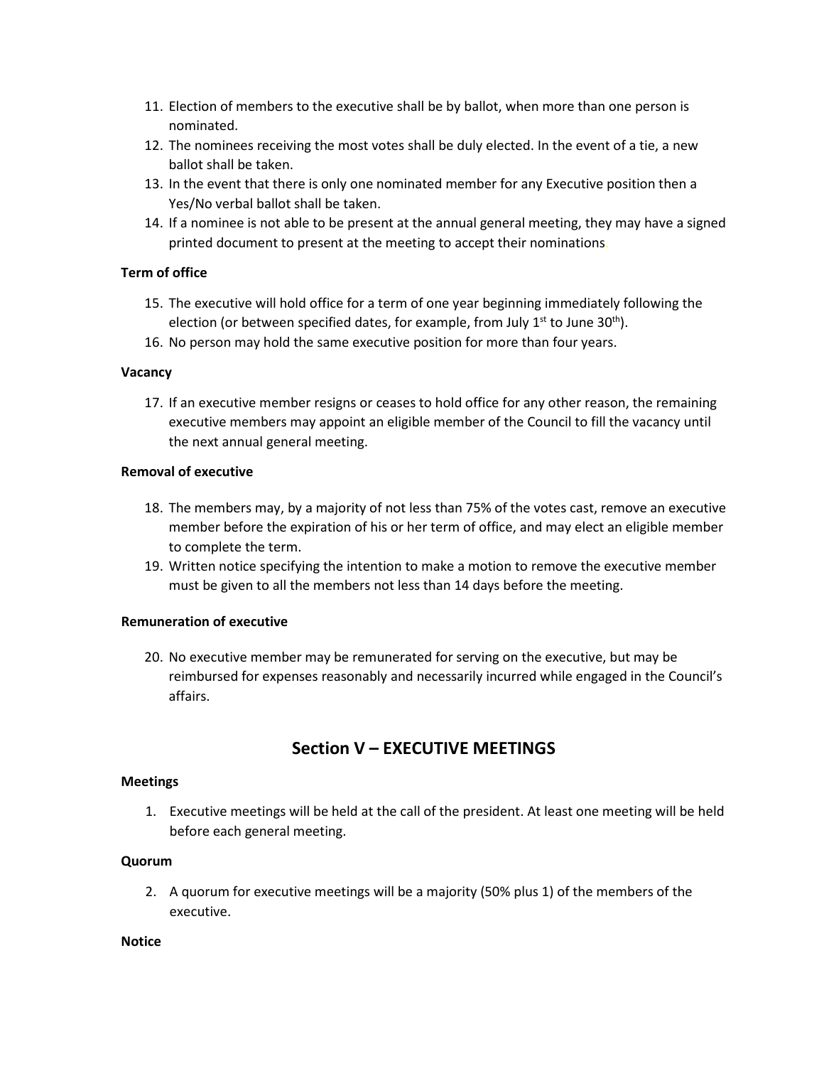11. Election of members to the executive shall be by ballot, when more than one person is nominated.
12. The nominees receiving the most votes shall be duly elected. In the event of a tie, a new ballot shall be taken.
13. In the event that there is only one nominated member for any Executive position then a Yes/No verbal ballot shall be taken.
14. If a nominee is not able to be present at the annual general meeting, they may have a signed printed document to present at the meeting to accept their nominations.

**Term of office**

15. The executive will hold office for a term of one year beginning immediately following the election (or between specified dates, for example, from July 1st to June 30th).
16. No person may hold the same executive position for more than four years.

**Vacancy**

17. If an executive member resigns or ceases to hold office for any other reason, the remaining executive members may appoint an eligible member of the Council to fill the vacancy until the next annual general meeting.

**Removal of executive**

18. The members may, by a majority of not less than 75% of the votes cast, remove an executive member before the expiration of his or her term of office, and may elect an eligible member to complete the term.
19. Written notice specifying the intention to make a motion to remove the executive member must be given to all the members not less than 14 days before the meeting.

**Remuneration of executive**

20. No executive member may be remunerated for serving on the executive, but may be reimbursed for expenses reasonably and necessarily incurred while engaged in the Council's affairs.

## Section V – EXECUTIVE MEETINGS

**Meetings**

1. Executive meetings will be held at the call of the president. At least one meeting will be held before each general meeting.

**Quorum**

2. A quorum for executive meetings will be a majority (50% plus 1) of the members of the executive.

**Notice**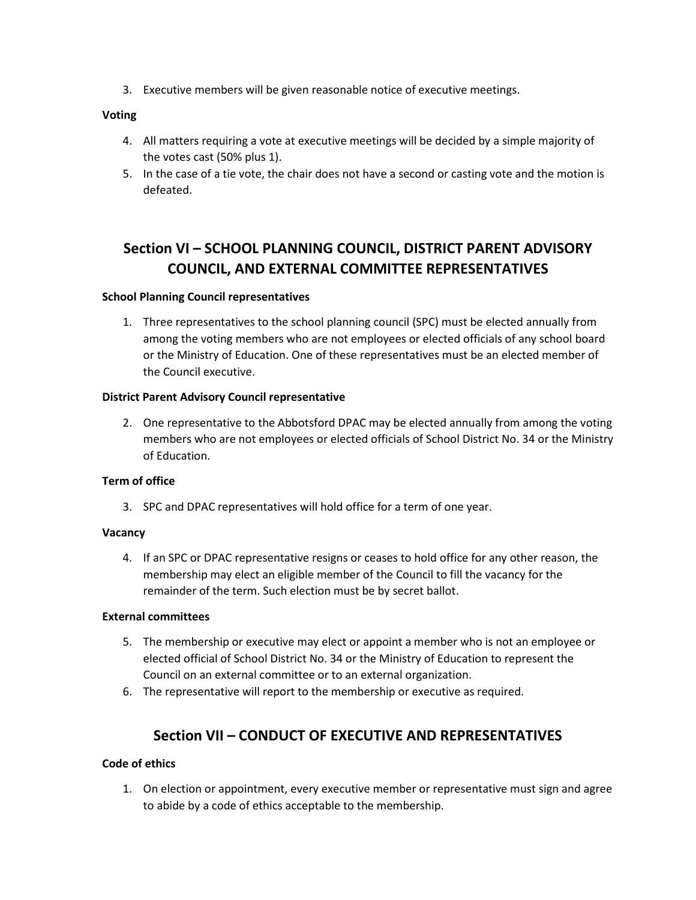3. Executive members will be given reasonable notice of executive meetings.

**Voting**

4. All matters requiring a vote at executive meetings will be decided by a simple majority of the votes cast (50% plus 1).
5. In the case of a tie vote, the chair does not have a second or casting vote and the motion is defeated.

## Section VI – SCHOOL PLANNING COUNCIL, DISTRICT PARENT ADVISORY COUNCIL, AND EXTERNAL COMMITTEE REPRESENTATIVES

**School Planning Council representatives**

1. Three representatives to the school planning council (SPC) must be elected annually from among the voting members who are not employees or elected officials of any school board or the Ministry of Education. One of these representatives must be an elected member of the Council executive.

**District Parent Advisory Council representative**

2. One representative to the Abbotsford DPAC may be elected annually from among the voting members who are not employees or elected officials of School District No. 34 or the Ministry of Education.

**Term of office**

3. SPC and DPAC representatives will hold office for a term of one year.

**Vacancy**

4. If an SPC or DPAC representative resigns or ceases to hold office for any other reason, the membership may elect an eligible member of the Council to fill the vacancy for the remainder of the term. Such election must be by secret ballot.

**External committees**

5. The membership or executive may elect or appoint a member who is not an employee or elected official of School District No. 34 or the Ministry of Education to represent the Council on an external committee or to an external organization.
6. The representative will report to the membership or executive as required.

## Section VII – CONDUCT OF EXECUTIVE AND REPRESENTATIVES

**Code of ethics**

1. On election or appointment, every executive member or representative must sign and agree to abide by a code of ethics acceptable to the membership.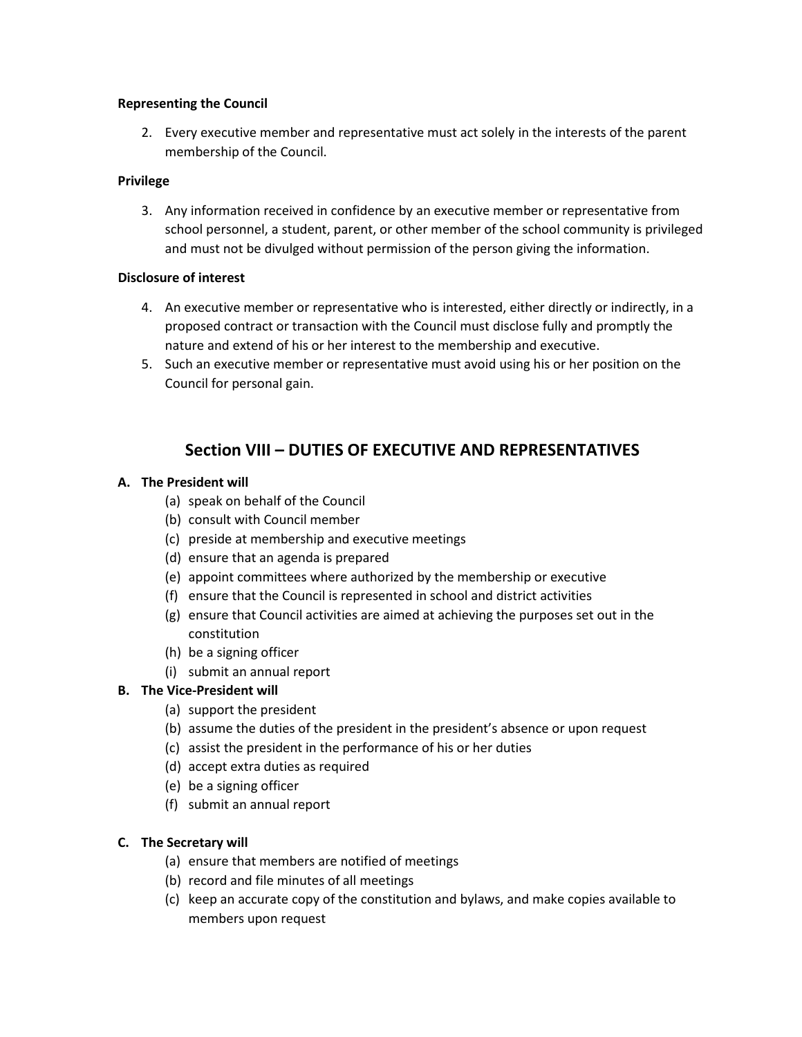**Representing the Council**

2. Every executive member and representative must act solely in the interests of the parent membership of the Council.

**Privilege**

3. Any information received in confidence by an executive member or representative from school personnel, a student, parent, or other member of the school community is privileged and must not be divulged without permission of the person giving the information.

**Disclosure of interest**

4. An executive member or representative who is interested, either directly or indirectly, in a proposed contract or transaction with the Council must disclose fully and promptly the nature and extend of his or her interest to the membership and executive.
5. Such an executive member or representative must avoid using his or her position on the Council for personal gain.

## Section VIII – DUTIES OF EXECUTIVE AND REPRESENTATIVES

**A. The President will**

- (a) speak on behalf of the Council
- (b) consult with Council member
- (c) preside at membership and executive meetings
- (d) ensure that an agenda is prepared
- (e) appoint committees where authorized by the membership or executive
- (f) ensure that the Council is represented in school and district activities
- (g) ensure that Council activities are aimed at achieving the purposes set out in the constitution
- (h) be a signing officer
- (i) submit an annual report

**B. The Vice-President will**

- (a) support the president
- (b) assume the duties of the president in the president's absence or upon request
- (c) assist the president in the performance of his or her duties
- (d) accept extra duties as required
- (e) be a signing officer
- (f) submit an annual report

**C. The Secretary will**

- (a) ensure that members are notified of meetings
- (b) record and file minutes of all meetings
- (c) keep an accurate copy of the constitution and bylaws, and make copies available to members upon request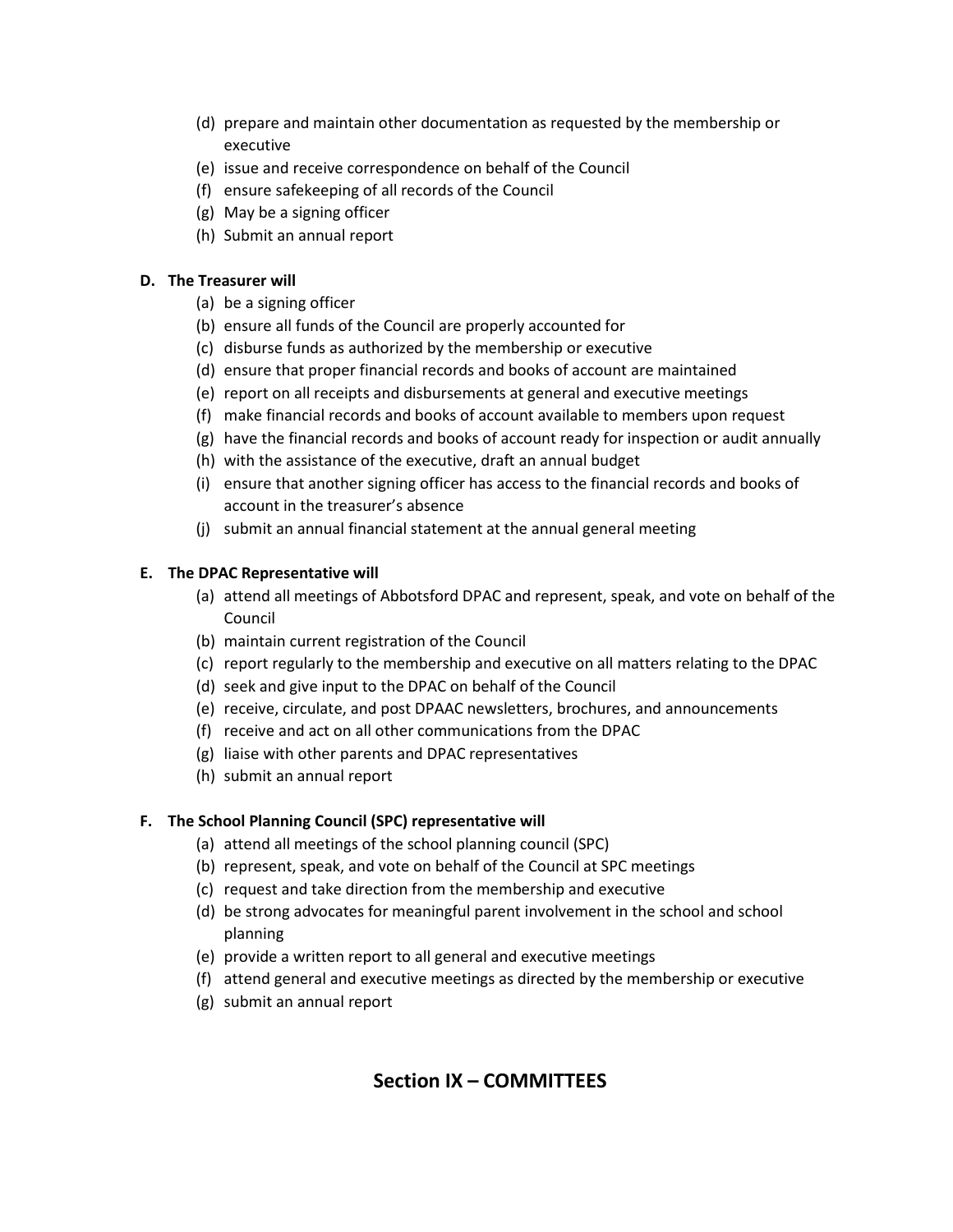(d) prepare and maintain other documentation as requested by the membership or executive
(e) issue and receive correspondence on behalf of the Council
(f) ensure safekeeping of all records of the Council
(g) May be a signing officer
(h) Submit an annual report

**D. The Treasurer will**

(a) be a signing officer
(b) ensure all funds of the Council are properly accounted for
(c) disburse funds as authorized by the membership or executive
(d) ensure that proper financial records and books of account are maintained
(e) report on all receipts and disbursements at general and executive meetings
(f) make financial records and books of account available to members upon request
(g) have the financial records and books of account ready for inspection or audit annually
(h) with the assistance of the executive, draft an annual budget
(i) ensure that another signing officer has access to the financial records and books of account in the treasurer's absence
(j) submit an annual financial statement at the annual general meeting

**E. The DPAC Representative will**

(a) attend all meetings of Abbotsford DPAC and represent, speak, and vote on behalf of the Council
(b) maintain current registration of the Council
(c) report regularly to the membership and executive on all matters relating to the DPAC
(d) seek and give input to the DPAC on behalf of the Council
(e) receive, circulate, and post DPAAC newsletters, brochures, and announcements
(f) receive and act on all other communications from the DPAC
(g) liaise with other parents and DPAC representatives
(h) submit an annual report

**F. The School Planning Council (SPC) representative will**

(a) attend all meetings of the school planning council (SPC)
(b) represent, speak, and vote on behalf of the Council at SPC meetings
(c) request and take direction from the membership and executive
(d) be strong advocates for meaningful parent involvement in the school and school planning
(e) provide a written report to all general and executive meetings
(f) attend general and executive meetings as directed by the membership or executive
(g) submit an annual report

## Section IX – COMMITTEES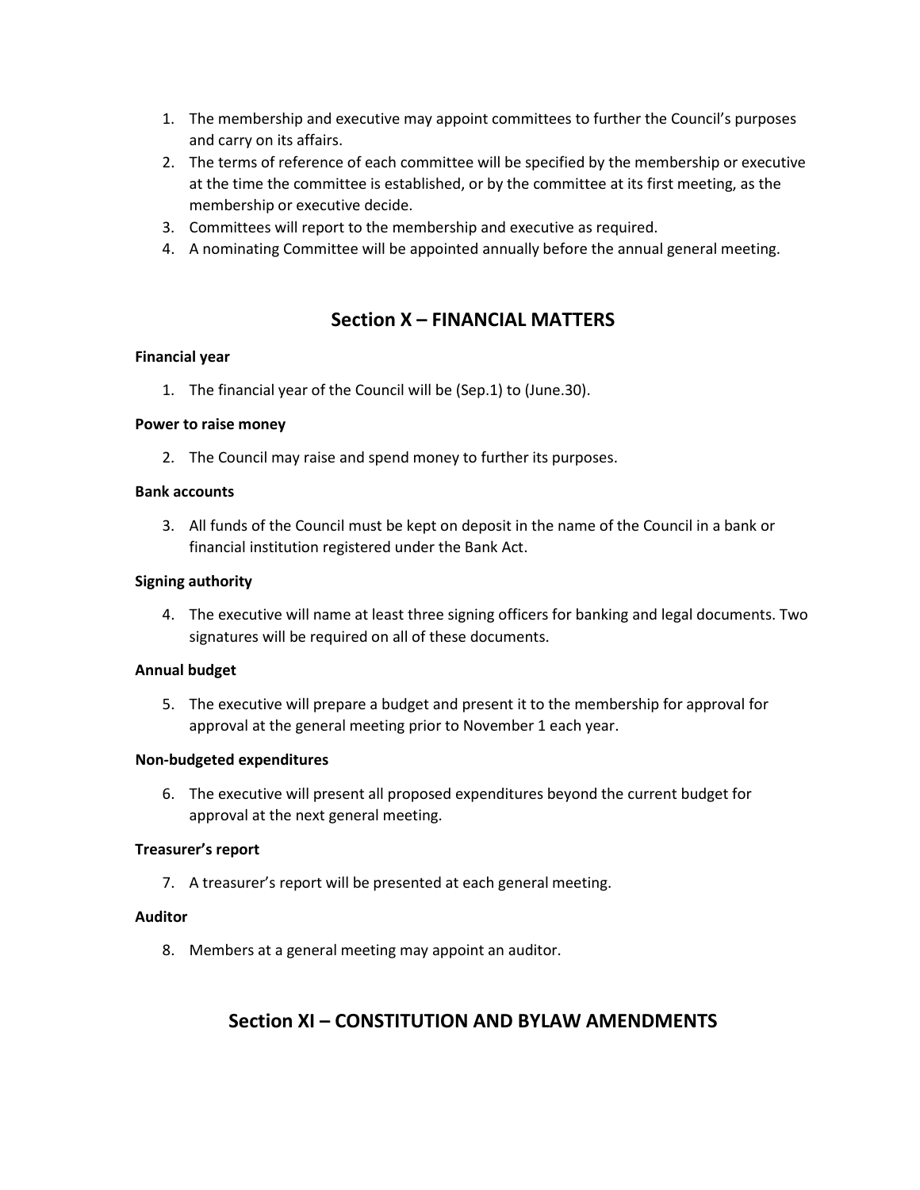1. The membership and executive may appoint committees to further the Council's purposes and carry on its affairs.
2. The terms of reference of each committee will be specified by the membership or executive at the time the committee is established, or by the committee at its first meeting, as the membership or executive decide.
3. Committees will report to the membership and executive as required.
4. A nominating Committee will be appointed annually before the annual general meeting.

## Section X – FINANCIAL MATTERS

**Financial year**

1. The financial year of the Council will be (Sep.1) to (June.30).

**Power to raise money**

2. The Council may raise and spend money to further its purposes.

**Bank accounts**

3. All funds of the Council must be kept on deposit in the name of the Council in a bank or financial institution registered under the Bank Act.

**Signing authority**

4. The executive will name at least three signing officers for banking and legal documents. Two signatures will be required on all of these documents.

**Annual budget**

5. The executive will prepare a budget and present it to the membership for approval for approval at the general meeting prior to November 1 each year.

**Non-budgeted expenditures**

6. The executive will present all proposed expenditures beyond the current budget for approval at the next general meeting.

**Treasurer's report**

7. A treasurer's report will be presented at each general meeting.

**Auditor**

8. Members at a general meeting may appoint an auditor.

## Section XI – CONSTITUTION AND BYLAW AMENDMENTS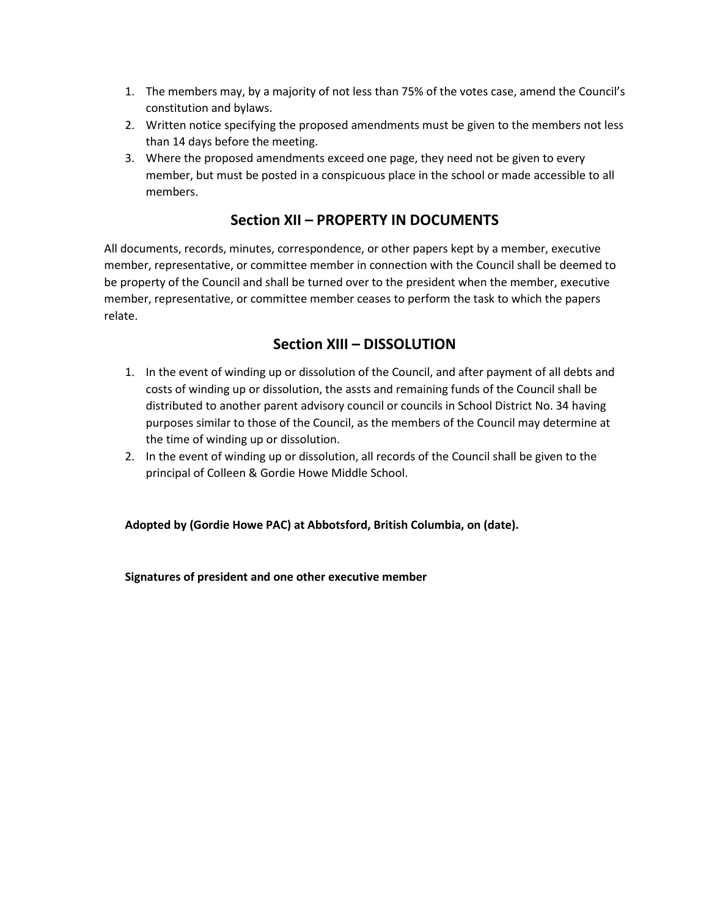1. The members may, by a majority of not less than 75% of the votes case, amend the Council's constitution and bylaws.
2. Written notice specifying the proposed amendments must be given to the members not less than 14 days before the meeting.
3. Where the proposed amendments exceed one page, they need not be given to every member, but must be posted in a conspicuous place in the school or made accessible to all members.

## Section XII – PROPERTY IN DOCUMENTS

All documents, records, minutes, correspondence, or other papers kept by a member, executive member, representative, or committee member in connection with the Council shall be deemed to be property of the Council and shall be turned over to the president when the member, executive member, representative, or committee member ceases to perform the task to which the papers relate.

## Section XIII – DISSOLUTION

1. In the event of winding up or dissolution of the Council, and after payment of all debts and costs of winding up or dissolution, the assts and remaining funds of the Council shall be distributed to another parent advisory council or councils in School District No. 34 having purposes similar to those of the Council, as the members of the Council may determine at the time of winding up or dissolution.
2. In the event of winding up or dissolution, all records of the Council shall be given to the principal of Colleen & Gordie Howe Middle School.

**Adopted by (Gordie Howe PAC) at Abbotsford, British Columbia, on (date).**

**Signatures of president and one other executive member**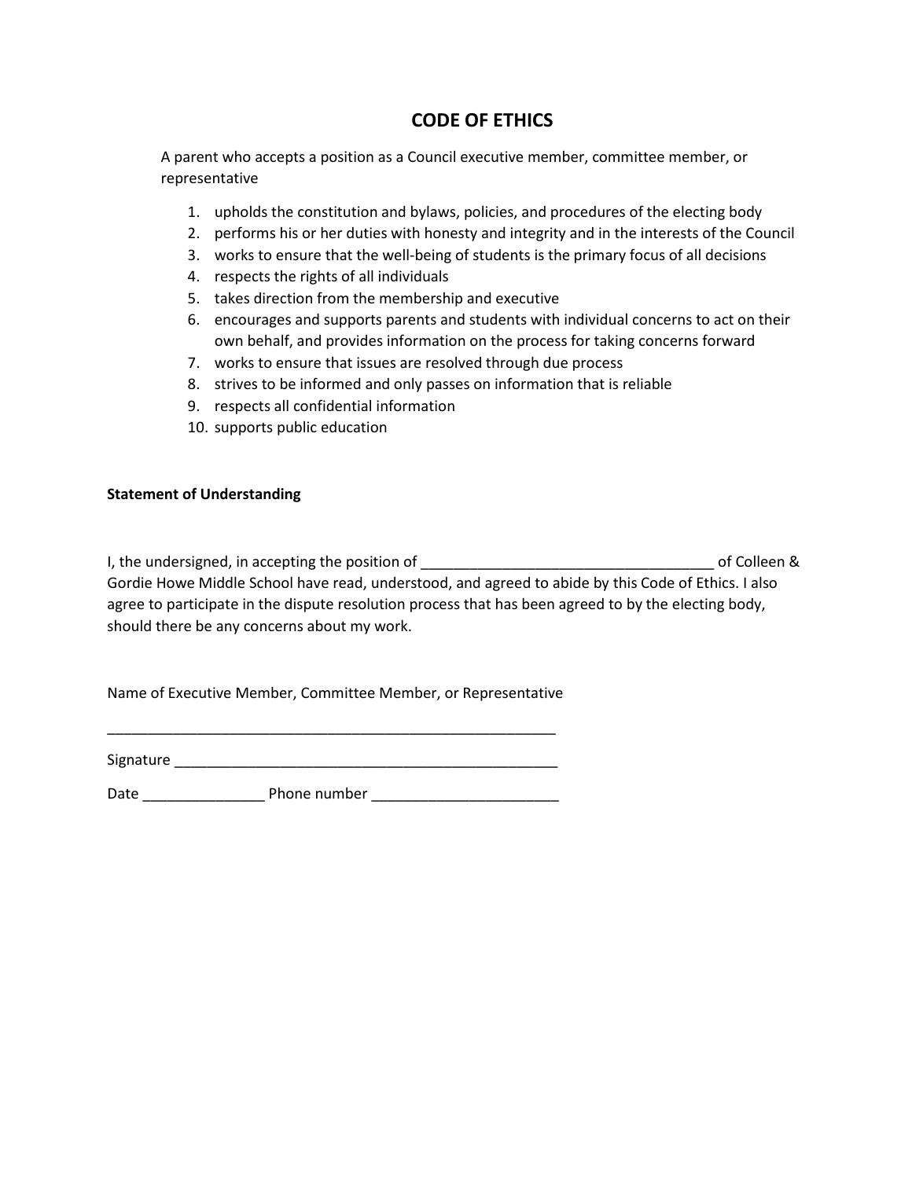# CODE OF ETHICS

A parent who accepts a position as a Council executive member, committee member, or representative

1. upholds the constitution and bylaws, policies, and procedures of the electing body
2. performs his or her duties with honesty and integrity and in the interests of the Council
3. works to ensure that the well-being of students is the primary focus of all decisions
4. respects the rights of all individuals
5. takes direction from the membership and executive
6. encourages and supports parents and students with individual concerns to act on their own behalf, and provides information on the process for taking concerns forward
7. works to ensure that issues are resolved through due process
8. strives to be informed and only passes on information that is reliable
9. respects all confidential information
10. supports public education

**Statement of Understanding**

I, the undersigned, in accepting the position of ___________________________________ of Colleen & Gordie Howe Middle School have read, understood, and agreed to abide by this Code of Ethics. I also agree to participate in the dispute resolution process that has been agreed to by the electing body, should there be any concerns about my work.

Name of Executive Member, Committee Member, or Representative

_______________________________________________________

Signature _______________________________________________

Date _______________ Phone number _______________________